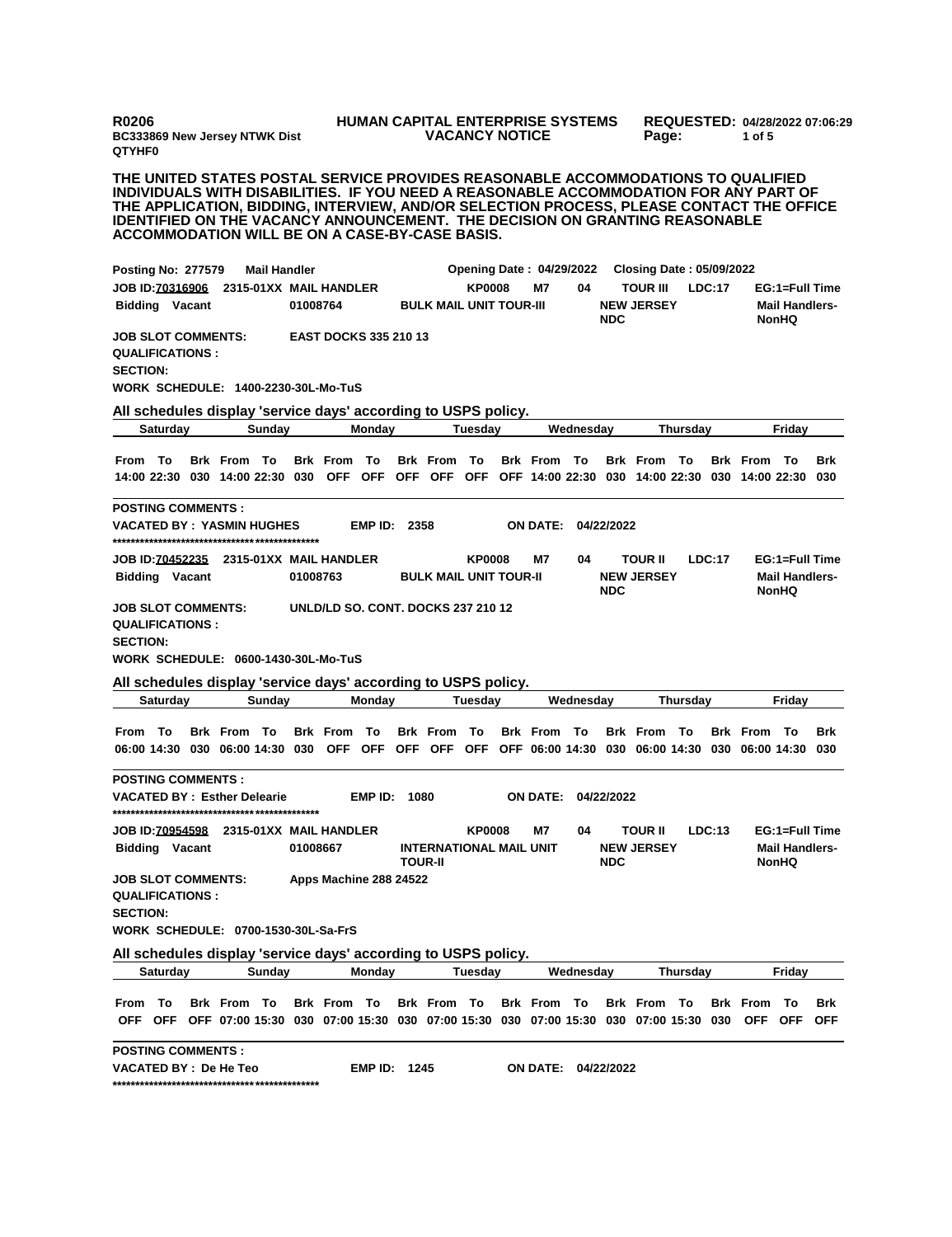R0206 | HUMAN CAPITAL ENTERPRISE SYSTEMS | REQUESTED: 04/28/2022 07:06:29
BC333869 New Jersey NTWK Dist | VACANCY NOTICE
QTYHF0

**THE UNITED STATES POSTAL SERVICE PROVIDES REASONABLE ACCOMMODATIONS TO QUALIFIED INDIVIDUALS WITH DISABILITIES. IF YOU NEED A REASONABLE ACCOMMODATION FOR ANY PART OF THE APPLICATION, BIDDING, INTERVIEW, AND/OR SELECTION PROCESS, PLEASE CONTACT THE OFFICE IDENTIFIED ON THE VACANCY ANNOUNCEMENT. THE DECISION ON GRANTING REASONABLE ACCOMMODATION WILL BE ON A CASE-BY-CASE BASIS.**

**Posting No: 277579** **Mail Handler** **Opening Date : 04/29/2022** **Closing Date : 05/09/2022**

**JOB ID:70316906** 2315-01XX MAIL HANDLER | KP0008 | M7 | 04 | TOUR III | LDC:17 | EG:1=Full Time
Bidding Vacant | 01008764 | BULK MAIL UNIT TOUR-III | NEW JERSEY NDC | Mail Handlers-NonHQ

**JOB SLOT COMMENTS:** EAST DOCKS 335 210 13
**QUALIFICATIONS :**
**SECTION:**
**WORK SCHEDULE:** 1400-2230-30L-Mo-TuS

All schedules display 'service days' according to USPS policy.

| Saturday | | | Sunday | | | Monday | | | Tuesday | | | Wednesday | | | Thursday | | | Friday | | |
|---|---|---|---|---|---|---|---|---|---|---|---|---|---|---|---|---|---|---|---|---|
| From | To | Brk | From | To | Brk | From | To | Brk | From | To | Brk | From | To | Brk | From | To | Brk | From | To | Brk |
| 14:00 | 22:30 | 030 | 14:00 | 22:30 | 030 | OFF | OFF | OFF | OFF | OFF | OFF | 14:00 | 22:30 | 030 | 14:00 | 22:30 | 030 | 14:00 | 22:30 | 030 |

**POSTING COMMENTS :**
**VACATED BY : YASMIN HUGHES** **EMP ID: 2358** **ON DATE: 04/22/2022**

**********************************************

**JOB ID:70452235** 2315-01XX MAIL HANDLER | KP0008 | M7 | 04 | TOUR II | LDC:17 | EG:1=Full Time
Bidding Vacant | 01008763 | BULK MAIL UNIT TOUR-II | NEW JERSEY NDC | Mail Handlers-NonHQ

**JOB SLOT COMMENTS:** UNLD/LD SO. CONT. DOCKS 237 210 12
**QUALIFICATIONS :**
**SECTION:**
**WORK SCHEDULE:** 0600-1430-30L-Mo-TuS

All schedules display 'service days' according to USPS policy.

| Saturday | | | Sunday | | | Monday | | | Tuesday | | | Wednesday | | | Thursday | | | Friday | | |
|---|---|---|---|---|---|---|---|---|---|---|---|---|---|---|---|---|---|---|---|---|
| From | To | Brk | From | To | Brk | From | To | Brk | From | To | Brk | From | To | Brk | From | To | Brk | From | To | Brk |
| 06:00 | 14:30 | 030 | 06:00 | 14:30 | 030 | OFF | OFF | OFF | OFF | OFF | OFF | 06:00 | 14:30 | 030 | 06:00 | 14:30 | 030 | 06:00 | 14:30 | 030 |

**POSTING COMMENTS :**
**VACATED BY : Esther Delearie** **EMP ID: 1080** **ON DATE: 04/22/2022**

**********************************************

**JOB ID:70954598** 2315-01XX MAIL HANDLER | KP0008 | M7 | 04 | TOUR II | LDC:13 | EG:1=Full Time
Bidding Vacant | 01008667 | INTERNATIONAL MAIL UNIT TOUR-II | NEW JERSEY NDC | Mail Handlers-NonHQ

**JOB SLOT COMMENTS:** Apps Machine 288 24522
**QUALIFICATIONS :**
**SECTION:**
**WORK SCHEDULE:** 0700-1530-30L-Sa-FrS

All schedules display 'service days' according to USPS policy.

| Saturday | | | Sunday | | | Monday | | | Tuesday | | | Wednesday | | | Thursday | | | Friday | | |
|---|---|---|---|---|---|---|---|---|---|---|---|---|---|---|---|---|---|---|---|---|
| From | To | Brk | From | To | Brk | From | To | Brk | From | To | Brk | From | To | Brk | From | To | Brk | From | To | Brk |
| OFF | OFF | OFF | 07:00 | 15:30 | 030 | 07:00 | 15:30 | 030 | 07:00 | 15:30 | 030 | 07:00 | 15:30 | 030 | 07:00 | 15:30 | 030 | OFF | OFF | OFF |

**POSTING COMMENTS :**
**VACATED BY : De He Teo** **EMP ID: 1245** **ON DATE: 04/22/2022**

**********************************************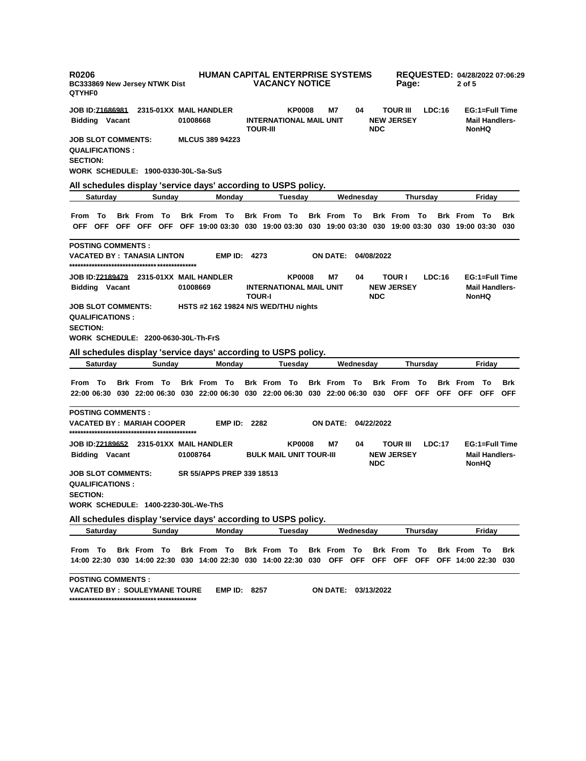**R0206** **HUMAN CAPITAL ENTERPRISE SYSTEMS** **REQUESTED: 04/28/2022 07:06:29**
**BC333869 New Jersey NTWK Dist** **VACANCY NOTICE**
**QTYHF0**

**JOB ID:71686981** **2315-01XX MAIL HANDLER** **KP0008** **M7** **04** **TOUR III** **LDC:16** **EG:1=Full Time**
**Bidding Vacant** **01008668** **INTERNATIONAL MAIL UNIT TOUR-III** **NEW JERSEY NDC** **Mail Handlers-NonHQ**

**JOB SLOT COMMENTS:** **MLCUS 389 94223**
**QUALIFICATIONS :**
**SECTION:**
**WORK SCHEDULE: 1900-0330-30L-Sa-SuS**

**All schedules display 'service days' according to USPS policy.**

| Saturday | | | Sunday | | | Monday | | | Tuesday | | | Wednesday | | | Thursday | | | Friday | | |
|---|---|---|---|---|---|---|---|---|---|---|---|---|---|---|---|---|---|---|---|---|
| From | To | Brk | From | To | Brk | From | To | Brk | From | To | Brk | From | To | Brk | From | To | Brk | From | To | Brk |
| OFF | OFF | OFF | OFF | OFF | OFF | 19:00 | 03:30 | 030 | 19:00 | 03:30 | 030 | 19:00 | 03:30 | 030 | 19:00 | 03:30 | 030 | 19:00 | 03:30 | 030 |

**POSTING COMMENTS :**
**VACATED BY : TANASIA LINTON** **EMP ID: 4273** **ON DATE: 04/08/2022**

**********************************************

**JOB ID:72189479** **2315-01XX MAIL HANDLER** **KP0008** **M7** **04** **TOUR I** **LDC:16** **EG:1=Full Time**
**Bidding Vacant** **01008669** **INTERNATIONAL MAIL UNIT TOUR-I** **NEW JERSEY NDC** **Mail Handlers-NonHQ**

**JOB SLOT COMMENTS:** **HSTS #2 162 19824 N/S WED/THU nights**
**QUALIFICATIONS :**
**SECTION:**
**WORK SCHEDULE: 2200-0630-30L-Th-FrS**

**All schedules display 'service days' according to USPS policy.**

| Saturday | | | Sunday | | | Monday | | | Tuesday | | | Wednesday | | | Thursday | | | Friday | | |
|---|---|---|---|---|---|---|---|---|---|---|---|---|---|---|---|---|---|---|---|---|
| From | To | Brk | From | To | Brk | From | To | Brk | From | To | Brk | From | To | Brk | From | To | Brk | From | To | Brk |
| 22:00 | 06:30 | 030 | 22:00 | 06:30 | 030 | 22:00 | 06:30 | 030 | 22:00 | 06:30 | 030 | 22:00 | 06:30 | 030 | OFF | OFF | OFF | OFF | OFF | OFF |

**POSTING COMMENTS :**
**VACATED BY : MARIAH COOPER** **EMP ID: 2282** **ON DATE: 04/22/2022**

**********************************************

**JOB ID:72189652** **2315-01XX MAIL HANDLER** **KP0008** **M7** **04** **TOUR III** **LDC:17** **EG:1=Full Time**
**Bidding Vacant** **01008764** **BULK MAIL UNIT TOUR-III** **NEW JERSEY NDC** **Mail Handlers-NonHQ**

**JOB SLOT COMMENTS:** **SR 55/APPS PREP 339 18513**
**QUALIFICATIONS :**
**SECTION:**
**WORK SCHEDULE: 1400-2230-30L-We-ThS**

**All schedules display 'service days' according to USPS policy.**

| Saturday | | | Sunday | | | Monday | | | Tuesday | | | Wednesday | | | Thursday | | | Friday | | |
|---|---|---|---|---|---|---|---|---|---|---|---|---|---|---|---|---|---|---|---|---|
| From | To | Brk | From | To | Brk | From | To | Brk | From | To | Brk | From | To | Brk | From | To | Brk | From | To | Brk |
| 14:00 | 22:30 | 030 | 14:00 | 22:30 | 030 | 14:00 | 22:30 | 030 | 14:00 | 22:30 | 030 | OFF | OFF | OFF | OFF | OFF | OFF | 14:00 | 22:30 | 030 |

**POSTING COMMENTS :**
**VACATED BY : SOULEYMANE TOURE** **EMP ID: 8257** **ON DATE: 03/13/2022**

**********************************************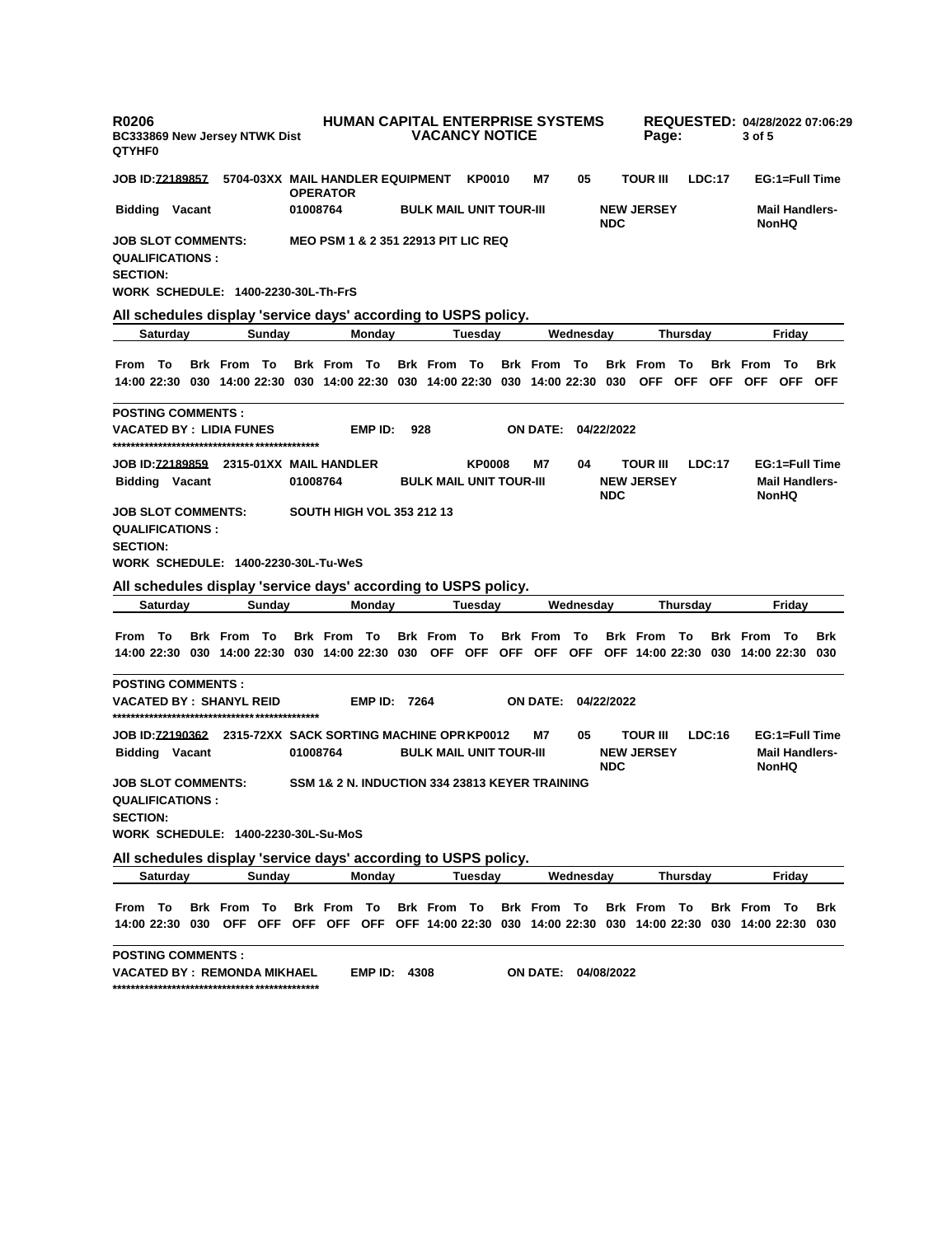R0206 HUMAN CAPITAL ENTERPRISE SYSTEMS REQUESTED: 04/28/2022 07:06:29
BC333869 New Jersey NTWK Dist VACANCY NOTICE
QTYHF0

**JOB ID:72189857** 5704-03XX MAIL HANDLER EQUIPMENT OPERATOR KP0010 M7 05 TOUR III LDC:17 EG:1=Full Time
Bidding Vacant 01008764 BULK MAIL UNIT TOUR-III NEW JERSEY NDC Mail Handlers-NonHQ

**JOB SLOT COMMENTS:** MEO PSM 1 & 2 351 22913 PIT LIC REQ
**QUALIFICATIONS :**
**SECTION:**
**WORK SCHEDULE:** 1400-2230-30L-Th-FrS

All schedules display 'service days' according to USPS policy.

| Saturday | | | Sunday | | | Monday | | | Tuesday | | | Wednesday | | | Thursday | | | Friday | | |
|---|---|---|---|---|---|---|---|---|---|---|---|---|---|---|---|---|---|---|---|---|
| From | To | Brk | From | To | Brk | From | To | Brk | From | To | Brk | From | To | Brk | From | To | Brk | From | To | Brk |
| 14:00 | 22:30 | 030 | 14:00 | 22:30 | 030 | 14:00 | 22:30 | 030 | 14:00 | 22:30 | 030 | 14:00 | 22:30 | 030 | OFF | OFF | OFF | OFF | OFF | OFF |

**POSTING COMMENTS :**
**VACATED BY :** LIDIA FUNES EMP ID: 928 ON DATE: 04/22/2022
**********************************************

**JOB ID:72189859** 2315-01XX MAIL HANDLER KP0008 M7 04 TOUR III LDC:17 EG:1=Full Time
Bidding Vacant 01008764 BULK MAIL UNIT TOUR-III NEW JERSEY NDC Mail Handlers-NonHQ

**JOB SLOT COMMENTS:** SOUTH HIGH VOL 353 212 13
**QUALIFICATIONS :**
**SECTION:**
**WORK SCHEDULE:** 1400-2230-30L-Tu-WeS

All schedules display 'service days' according to USPS policy.

| Saturday | | | Sunday | | | Monday | | | Tuesday | | | Wednesday | | | Thursday | | | Friday | | |
|---|---|---|---|---|---|---|---|---|---|---|---|---|---|---|---|---|---|---|---|---|
| From | To | Brk | From | To | Brk | From | To | Brk | From | To | Brk | From | To | Brk | From | To | Brk | From | To | Brk |
| 14:00 | 22:30 | 030 | 14:00 | 22:30 | 030 | 14:00 | 22:30 | 030 | OFF | OFF | OFF | OFF | OFF | OFF | 14:00 | 22:30 | 030 | 14:00 | 22:30 | 030 |

**POSTING COMMENTS :**
**VACATED BY :** SHANYL REID EMP ID: 7264 ON DATE: 04/22/2022
**********************************************

**JOB ID:72190362** 2315-72XX SACK SORTING MACHINE OPR KP0012 M7 05 TOUR III LDC:16 EG:1=Full Time
Bidding Vacant 01008764 BULK MAIL UNIT TOUR-III NEW JERSEY NDC Mail Handlers-NonHQ

**JOB SLOT COMMENTS:** SSM 1& 2 N. INDUCTION 334 23813 KEYER TRAINING
**QUALIFICATIONS :**
**SECTION:**
**WORK SCHEDULE:** 1400-2230-30L-Su-MoS

All schedules display 'service days' according to USPS policy.

| Saturday | | | Sunday | | | Monday | | | Tuesday | | | Wednesday | | | Thursday | | | Friday | | |
|---|---|---|---|---|---|---|---|---|---|---|---|---|---|---|---|---|---|---|---|---|
| From | To | Brk | From | To | Brk | From | To | Brk | From | To | Brk | From | To | Brk | From | To | Brk | From | To | Brk |
| 14:00 | 22:30 | 030 | OFF | OFF | OFF | OFF | OFF | OFF | 14:00 | 22:30 | 030 | 14:00 | 22:30 | 030 | 14:00 | 22:30 | 030 | 14:00 | 22:30 | 030 |

**POSTING COMMENTS :**
**VACATED BY :** REMONDA MIKHAEL EMP ID: 4308 ON DATE: 04/08/2022
**********************************************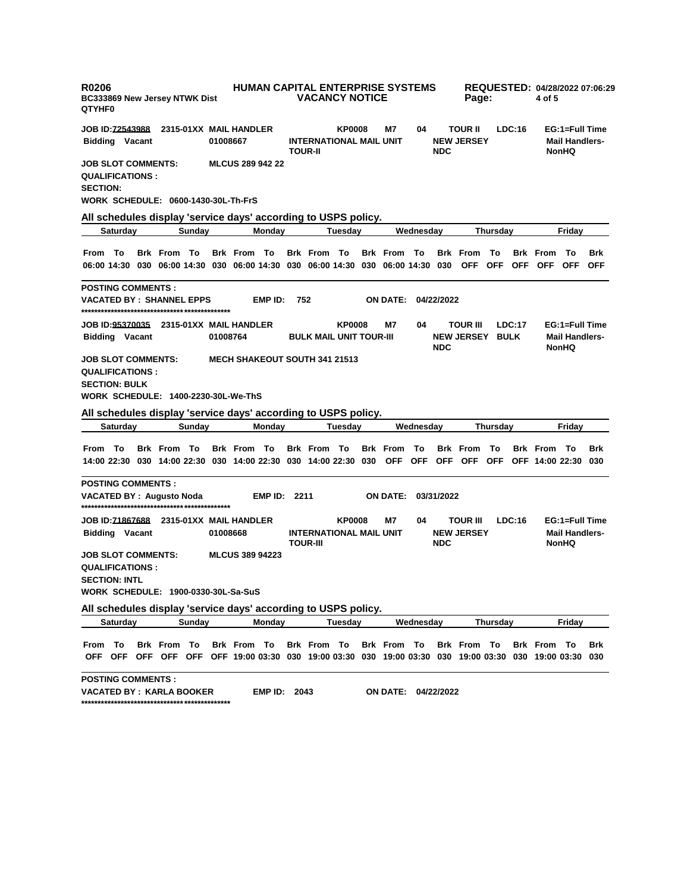**R0206** **HUMAN CAPITAL ENTERPRISE SYSTEMS** **REQUESTED: 04/28/2022 07:06:29**
**BC333869 New Jersey NTWK Dist** **VACANCY NOTICE**
**QTYHF0**

**JOB ID:72543988** **2315-01XX MAIL HANDLER** **KP0008** **M7** **04** **TOUR II** **LDC:16** **EG:1=Full Time**
**Bidding Vacant** **01008667** **INTERNATIONAL MAIL UNIT TOUR-II** **NEW JERSEY NDC** **Mail Handlers-NonHQ**

**JOB SLOT COMMENTS:** **MLCUS 289 942 22**
**QUALIFICATIONS :**
**SECTION:**
**WORK SCHEDULE: 0600-1430-30L-Th-FrS**

**All schedules display 'service days' according to USPS policy.**

| Saturday | | | Sunday | | | Monday | | | Tuesday | | | Wednesday | | | Thursday | | | Friday | | |
|---|---|---|---|---|---|---|---|---|---|---|---|---|---|---|---|---|---|---|---|---|
| From | To | Brk | From | To | Brk | From | To | Brk | From | To | Brk | From | To | Brk | From | To | Brk | From | To | Brk |
| 06:00 | 14:30 | 030 | 06:00 | 14:30 | 030 | 06:00 | 14:30 | 030 | 06:00 | 14:30 | 030 | 06:00 | 14:30 | 030 | OFF | OFF | OFF | OFF | OFF | OFF |

**POSTING COMMENTS :**
**VACATED BY : SHANNEL EPPS** **EMP ID: 752** **ON DATE: 04/22/2022**
**********************************************

**JOB ID:95370035** **2315-01XX MAIL HANDLER** **KP0008** **M7** **04** **TOUR III** **LDC:17** **EG:1=Full Time**
**Bidding Vacant** **01008764** **BULK MAIL UNIT TOUR-III** **NEW JERSEY NDC** **BULK** **Mail Handlers-NonHQ**

**JOB SLOT COMMENTS:** **MECH SHAKEOUT SOUTH 341 21513**
**QUALIFICATIONS :**
**SECTION: BULK**
**WORK SCHEDULE: 1400-2230-30L-We-ThS**

**All schedules display 'service days' according to USPS policy.**

| Saturday | | | Sunday | | | Monday | | | Tuesday | | | Wednesday | | | Thursday | | | Friday | | |
|---|---|---|---|---|---|---|---|---|---|---|---|---|---|---|---|---|---|---|---|---|
| From | To | Brk | From | To | Brk | From | To | Brk | From | To | Brk | From | To | Brk | From | To | Brk | From | To | Brk |
| 14:00 | 22:30 | 030 | 14:00 | 22:30 | 030 | 14:00 | 22:30 | 030 | 14:00 | 22:30 | 030 | OFF | OFF | OFF | OFF | OFF | OFF | 14:00 | 22:30 | 030 |

**POSTING COMMENTS :**
**VACATED BY : Augusto Noda** **EMP ID: 2211** **ON DATE: 03/31/2022**
**********************************************

**JOB ID:71867688** **2315-01XX MAIL HANDLER** **KP0008** **M7** **04** **TOUR III** **LDC:16** **EG:1=Full Time**
**Bidding Vacant** **01008668** **INTERNATIONAL MAIL UNIT TOUR-III** **NEW JERSEY NDC** **Mail Handlers-NonHQ**

**JOB SLOT COMMENTS:** **MLCUS 389 94223**
**QUALIFICATIONS :**
**SECTION: INTL**
**WORK SCHEDULE: 1900-0330-30L-Sa-SuS**

**All schedules display 'service days' according to USPS policy.**

| Saturday | | | Sunday | | | Monday | | | Tuesday | | | Wednesday | | | Thursday | | | Friday | | |
|---|---|---|---|---|---|---|---|---|---|---|---|---|---|---|---|---|---|---|---|---|
| From | To | Brk | From | To | Brk | From | To | Brk | From | To | Brk | From | To | Brk | From | To | Brk | From | To | Brk |
| OFF | OFF | OFF | OFF | OFF | OFF | 19:00 | 03:30 | 030 | 19:00 | 03:30 | 030 | 19:00 | 03:30 | 030 | 19:00 | 03:30 | 030 | 19:00 | 03:30 | 030 |

**POSTING COMMENTS :**
**VACATED BY : KARLA BOOKER** **EMP ID: 2043** **ON DATE: 04/22/2022**
**********************************************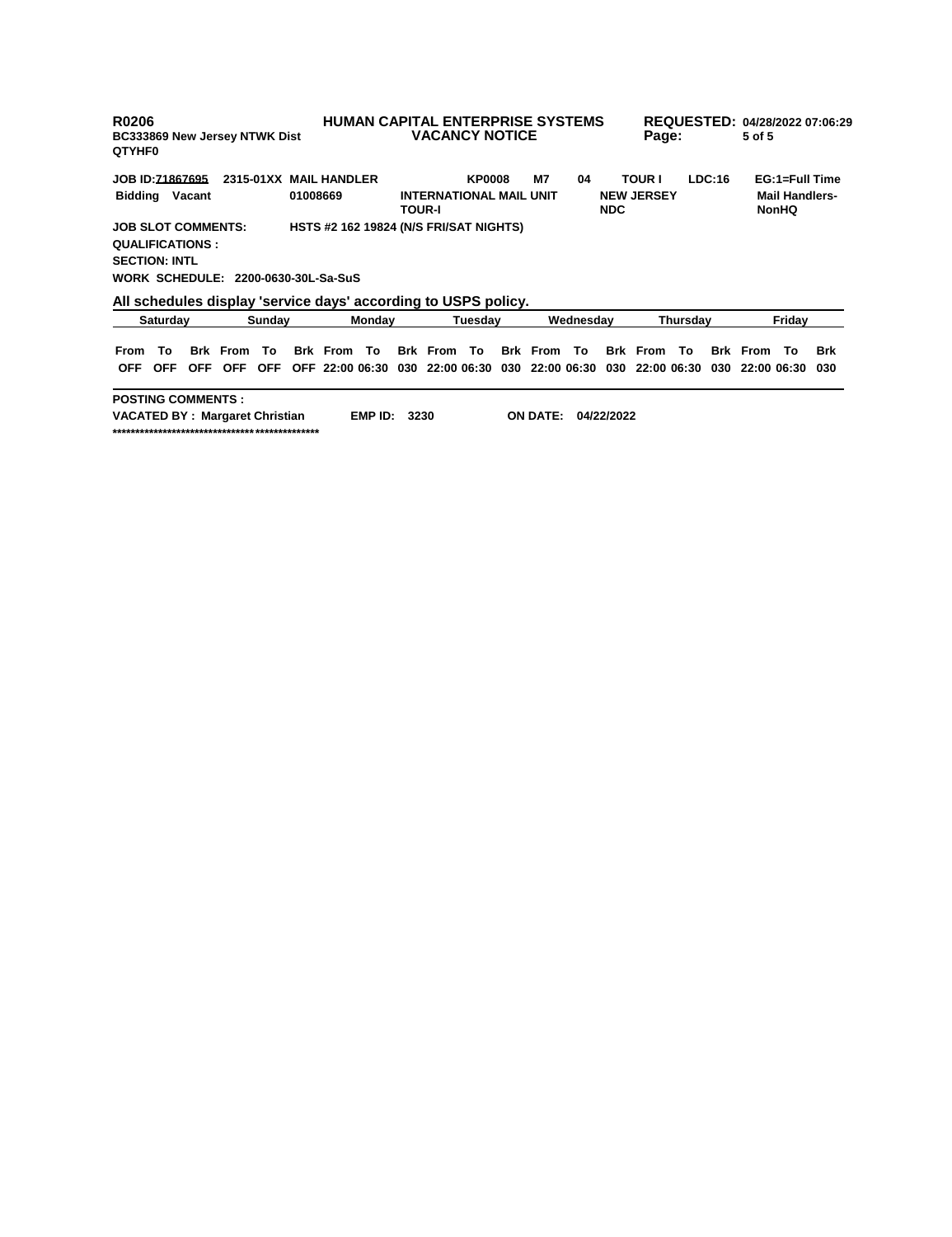**R0206** **HUMAN CAPITAL ENTERPRISE SYSTEMS** **REQUESTED: 04/28/2022 07:06:29**

**BC333869 New Jersey NTWK Dist** **VACANCY NOTICE**

**QTYHF0**

| | | | | | | | | |
|---|---|---|---|---|---|---|---|---|
| **JOB ID:71867695** | **2315-01XX MAIL HANDLER** | | **KP0008** | **M7** | **04** | **TOUR I** | **LDC:16** | **EG:1=Full Time** |
| **Bidding Vacant** | | **01008669** | **INTERNATIONAL MAIL UNIT TOUR-I** | | | **NEW JERSEY NDC** | | **Mail Handlers-NonHQ** |

**JOB SLOT COMMENTS:** **HSTS #2 162 19824 (N/S FRI/SAT NIGHTS)**

**QUALIFICATIONS :**

**SECTION: INTL**

**WORK SCHEDULE: 2200-0630-30L-Sa-SuS**

**All schedules display 'service days' according to USPS policy.**

| Saturday | | | Sunday | | | Monday | | | Tuesday | | | Wednesday | | | Thursday | | | Friday | | |
|---|---|---|---|---|---|---|---|---|---|---|---|---|---|---|---|---|---|---|---|---|
| From | To | Brk | From | To | Brk | From | To | Brk | From | To | Brk | From | To | Brk | From | To | Brk | From | To | Brk |
| OFF | OFF | OFF | OFF | OFF | OFF | 22:00 | 06:30 | 030 | 22:00 | 06:30 | 030 | 22:00 | 06:30 | 030 | 22:00 | 06:30 | 030 | 22:00 | 06:30 | 030 |

**POSTING COMMENTS :**

**VACATED BY : Margaret Christian** **EMP ID: 3230** **ON DATE: 04/22/2022**

**********************************************